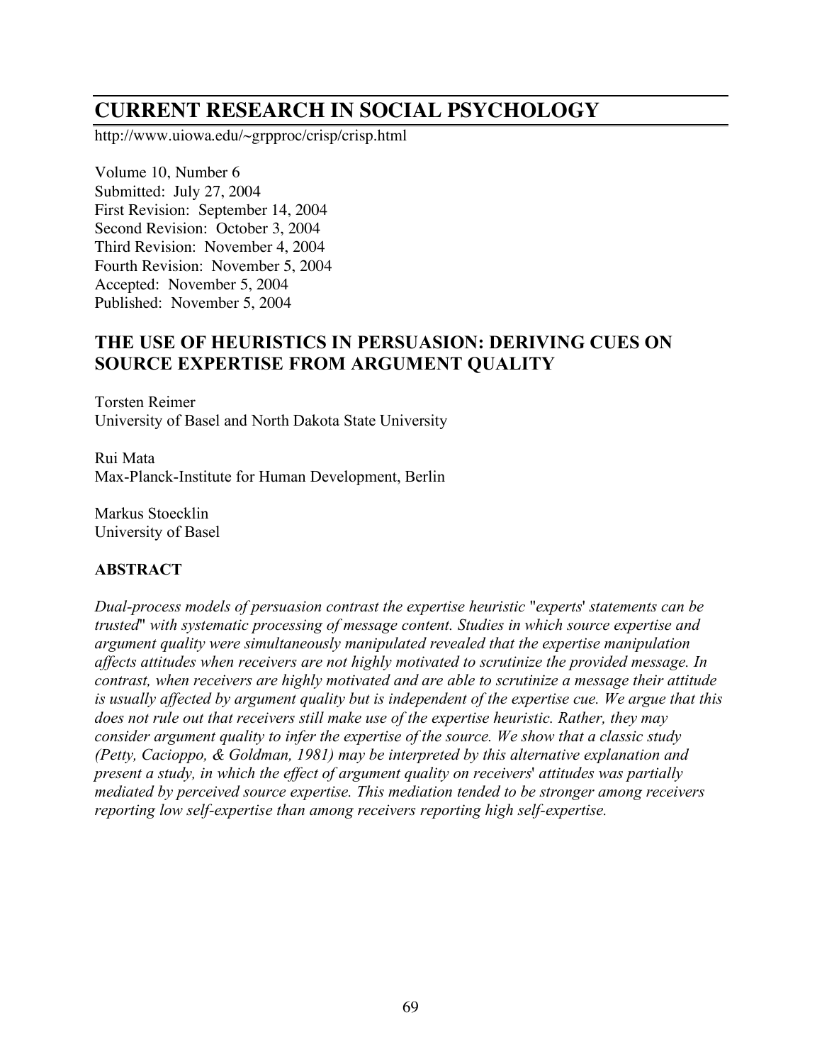# CURRENT RESEARCH IN SOCIAL PSYCHOLOGY

http://www.uiowa.edu/~grpproc/crisp/crisp.html

Volume 10, Number 6
Submitted: July 27, 2004
First Revision: September 14, 2004
Second Revision: October 3, 2004
Third Revision: November 4, 2004
Fourth Revision: November 5, 2004
Accepted: November 5, 2004
Published: November 5, 2004

## THE USE OF HEURISTICS IN PERSUASION: DERIVING CUES ON SOURCE EXPERTISE FROM ARGUMENT QUALITY

Torsten Reimer
University of Basel and North Dakota State University

Rui Mata
Max-Planck-Institute for Human Development, Berlin

Markus Stoecklin
University of Basel

### ABSTRACT

*Dual-process models of persuasion contrast the expertise heuristic "experts' statements can be trusted" with systematic processing of message content. Studies in which source expertise and argument quality were simultaneously manipulated revealed that the expertise manipulation affects attitudes when receivers are not highly motivated to scrutinize the provided message. In contrast, when receivers are highly motivated and are able to scrutinize a message their attitude is usually affected by argument quality but is independent of the expertise cue. We argue that this does not rule out that receivers still make use of the expertise heuristic. Rather, they may consider argument quality to infer the expertise of the source. We show that a classic study (Petty, Cacioppo, & Goldman, 1981) may be interpreted by this alternative explanation and present a study, in which the effect of argument quality on receivers' attitudes was partially mediated by perceived source expertise. This mediation tended to be stronger among receivers reporting low self-expertise than among receivers reporting high self-expertise.*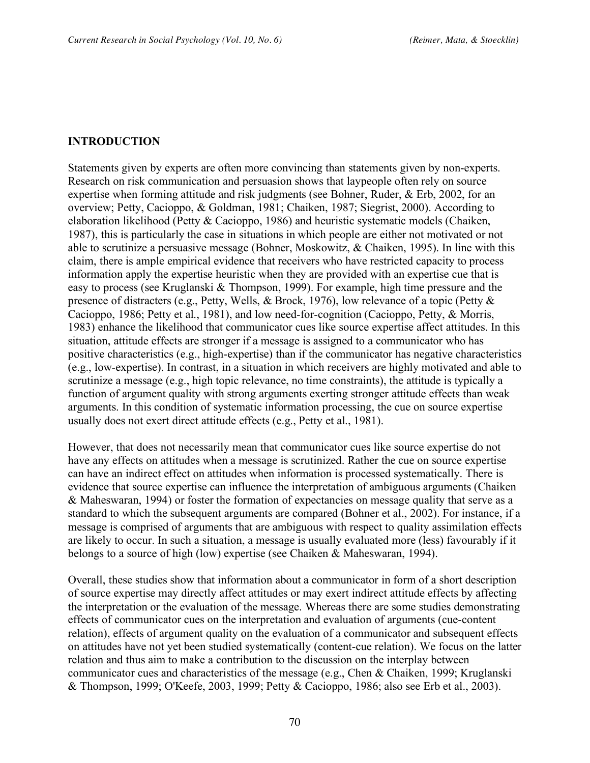## INTRODUCTION

Statements given by experts are often more convincing than statements given by non-experts. Research on risk communication and persuasion shows that laypeople often rely on source expertise when forming attitude and risk judgments (see Bohner, Ruder, & Erb, 2002, for an overview; Petty, Cacioppo, & Goldman, 1981; Chaiken, 1987; Siegrist, 2000). According to elaboration likelihood (Petty & Cacioppo, 1986) and heuristic systematic models (Chaiken, 1987), this is particularly the case in situations in which people are either not motivated or not able to scrutinize a persuasive message (Bohner, Moskowitz, & Chaiken, 1995). In line with this claim, there is ample empirical evidence that receivers who have restricted capacity to process information apply the expertise heuristic when they are provided with an expertise cue that is easy to process (see Kruglanski & Thompson, 1999). For example, high time pressure and the presence of distracters (e.g., Petty, Wells, & Brock, 1976), low relevance of a topic (Petty & Cacioppo, 1986; Petty et al., 1981), and low need-for-cognition (Cacioppo, Petty, & Morris, 1983) enhance the likelihood that communicator cues like source expertise affect attitudes. In this situation, attitude effects are stronger if a message is assigned to a communicator who has positive characteristics (e.g., high-expertise) than if the communicator has negative characteristics (e.g., low-expertise). In contrast, in a situation in which receivers are highly motivated and able to scrutinize a message (e.g., high topic relevance, no time constraints), the attitude is typically a function of argument quality with strong arguments exerting stronger attitude effects than weak arguments. In this condition of systematic information processing, the cue on source expertise usually does not exert direct attitude effects (e.g., Petty et al., 1981).

However, that does not necessarily mean that communicator cues like source expertise do not have any effects on attitudes when a message is scrutinized. Rather the cue on source expertise can have an indirect effect on attitudes when information is processed systematically. There is evidence that source expertise can influence the interpretation of ambiguous arguments (Chaiken & Maheswaran, 1994) or foster the formation of expectancies on message quality that serve as a standard to which the subsequent arguments are compared (Bohner et al., 2002). For instance, if a message is comprised of arguments that are ambiguous with respect to quality assimilation effects are likely to occur. In such a situation, a message is usually evaluated more (less) favourably if it belongs to a source of high (low) expertise (see Chaiken & Maheswaran, 1994).

Overall, these studies show that information about a communicator in form of a short description of source expertise may directly affect attitudes or may exert indirect attitude effects by affecting the interpretation or the evaluation of the message. Whereas there are some studies demonstrating effects of communicator cues on the interpretation and evaluation of arguments (cue-content relation), effects of argument quality on the evaluation of a communicator and subsequent effects on attitudes have not yet been studied systematically (content-cue relation). We focus on the latter relation and thus aim to make a contribution to the discussion on the interplay between communicator cues and characteristics of the message (e.g., Chen & Chaiken, 1999; Kruglanski & Thompson, 1999; O'Keefe, 2003, 1999; Petty & Cacioppo, 1986; also see Erb et al., 2003).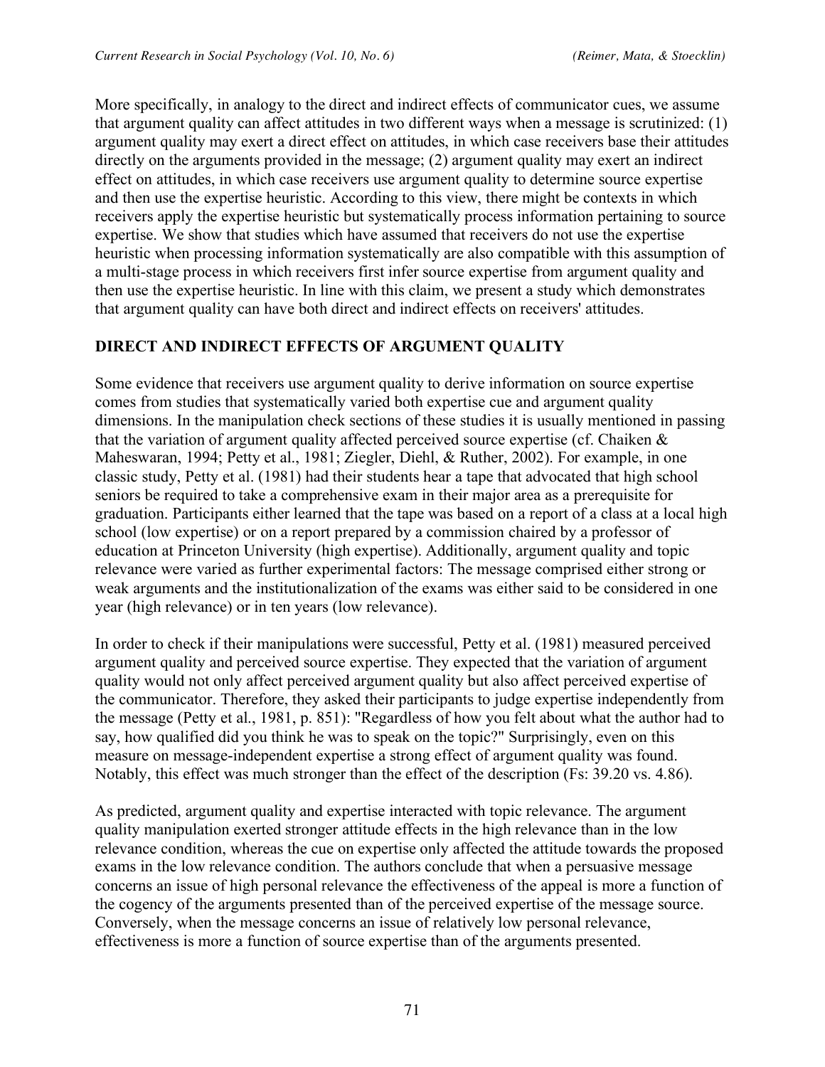More specifically, in analogy to the direct and indirect effects of communicator cues, we assume that argument quality can affect attitudes in two different ways when a message is scrutinized: (1) argument quality may exert a direct effect on attitudes, in which case receivers base their attitudes directly on the arguments provided in the message; (2) argument quality may exert an indirect effect on attitudes, in which case receivers use argument quality to determine source expertise and then use the expertise heuristic. According to this view, there might be contexts in which receivers apply the expertise heuristic but systematically process information pertaining to source expertise. We show that studies which have assumed that receivers do not use the expertise heuristic when processing information systematically are also compatible with this assumption of a multi-stage process in which receivers first infer source expertise from argument quality and then use the expertise heuristic. In line with this claim, we present a study which demonstrates that argument quality can have both direct and indirect effects on receivers' attitudes.

## DIRECT AND INDIRECT EFFECTS OF ARGUMENT QUALITY

Some evidence that receivers use argument quality to derive information on source expertise comes from studies that systematically varied both expertise cue and argument quality dimensions. In the manipulation check sections of these studies it is usually mentioned in passing that the variation of argument quality affected perceived source expertise (cf. Chaiken & Maheswaran, 1994; Petty et al., 1981; Ziegler, Diehl, & Ruther, 2002). For example, in one classic study, Petty et al. (1981) had their students hear a tape that advocated that high school seniors be required to take a comprehensive exam in their major area as a prerequisite for graduation. Participants either learned that the tape was based on a report of a class at a local high school (low expertise) or on a report prepared by a commission chaired by a professor of education at Princeton University (high expertise). Additionally, argument quality and topic relevance were varied as further experimental factors: The message comprised either strong or weak arguments and the institutionalization of the exams was either said to be considered in one year (high relevance) or in ten years (low relevance).

In order to check if their manipulations were successful, Petty et al. (1981) measured perceived argument quality and perceived source expertise. They expected that the variation of argument quality would not only affect perceived argument quality but also affect perceived expertise of the communicator. Therefore, they asked their participants to judge expertise independently from the message (Petty et al., 1981, p. 851): "Regardless of how you felt about what the author had to say, how qualified did you think he was to speak on the topic?" Surprisingly, even on this measure on message-independent expertise a strong effect of argument quality was found. Notably, this effect was much stronger than the effect of the description (Fs: 39.20 vs. 4.86).

As predicted, argument quality and expertise interacted with topic relevance. The argument quality manipulation exerted stronger attitude effects in the high relevance than in the low relevance condition, whereas the cue on expertise only affected the attitude towards the proposed exams in the low relevance condition. The authors conclude that when a persuasive message concerns an issue of high personal relevance the effectiveness of the appeal is more a function of the cogency of the arguments presented than of the perceived expertise of the message source. Conversely, when the message concerns an issue of relatively low personal relevance, effectiveness is more a function of source expertise than of the arguments presented.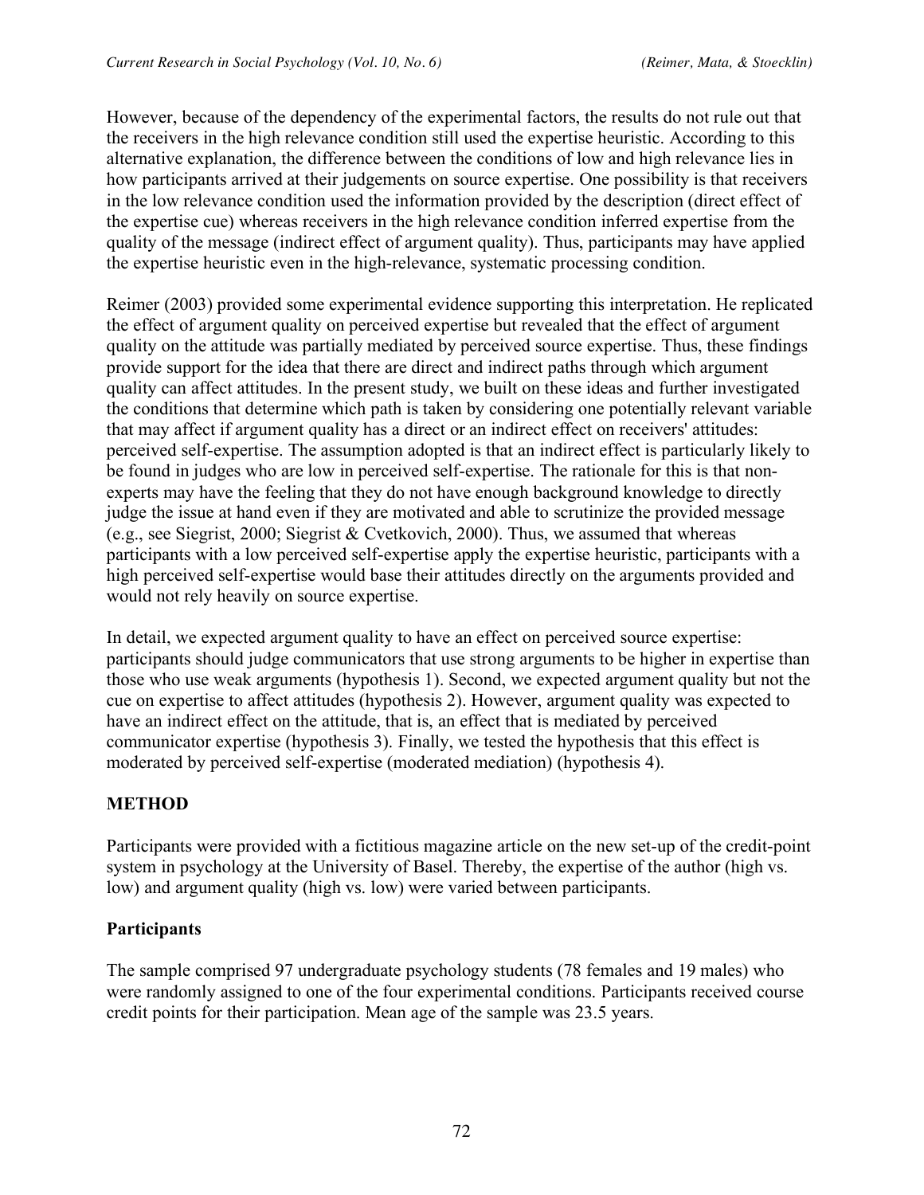However, because of the dependency of the experimental factors, the results do not rule out that the receivers in the high relevance condition still used the expertise heuristic. According to this alternative explanation, the difference between the conditions of low and high relevance lies in how participants arrived at their judgements on source expertise. One possibility is that receivers in the low relevance condition used the information provided by the description (direct effect of the expertise cue) whereas receivers in the high relevance condition inferred expertise from the quality of the message (indirect effect of argument quality). Thus, participants may have applied the expertise heuristic even in the high-relevance, systematic processing condition.

Reimer (2003) provided some experimental evidence supporting this interpretation. He replicated the effect of argument quality on perceived expertise but revealed that the effect of argument quality on the attitude was partially mediated by perceived source expertise. Thus, these findings provide support for the idea that there are direct and indirect paths through which argument quality can affect attitudes. In the present study, we built on these ideas and further investigated the conditions that determine which path is taken by considering one potentially relevant variable that may affect if argument quality has a direct or an indirect effect on receivers' attitudes: perceived self-expertise. The assumption adopted is that an indirect effect is particularly likely to be found in judges who are low in perceived self-expertise. The rationale for this is that non-experts may have the feeling that they do not have enough background knowledge to directly judge the issue at hand even if they are motivated and able to scrutinize the provided message (e.g., see Siegrist, 2000; Siegrist & Cvetkovich, 2000). Thus, we assumed that whereas participants with a low perceived self-expertise apply the expertise heuristic, participants with a high perceived self-expertise would base their attitudes directly on the arguments provided and would not rely heavily on source expertise.

In detail, we expected argument quality to have an effect on perceived source expertise: participants should judge communicators that use strong arguments to be higher in expertise than those who use weak arguments (hypothesis 1). Second, we expected argument quality but not the cue on expertise to affect attitudes (hypothesis 2). However, argument quality was expected to have an indirect effect on the attitude, that is, an effect that is mediated by perceived communicator expertise (hypothesis 3). Finally, we tested the hypothesis that this effect is moderated by perceived self-expertise (moderated mediation) (hypothesis 4).

## METHOD

Participants were provided with a fictitious magazine article on the new set-up of the credit-point system in psychology at the University of Basel. Thereby, the expertise of the author (high vs. low) and argument quality (high vs. low) were varied between participants.

### Participants

The sample comprised 97 undergraduate psychology students (78 females and 19 males) who were randomly assigned to one of the four experimental conditions. Participants received course credit points for their participation. Mean age of the sample was 23.5 years.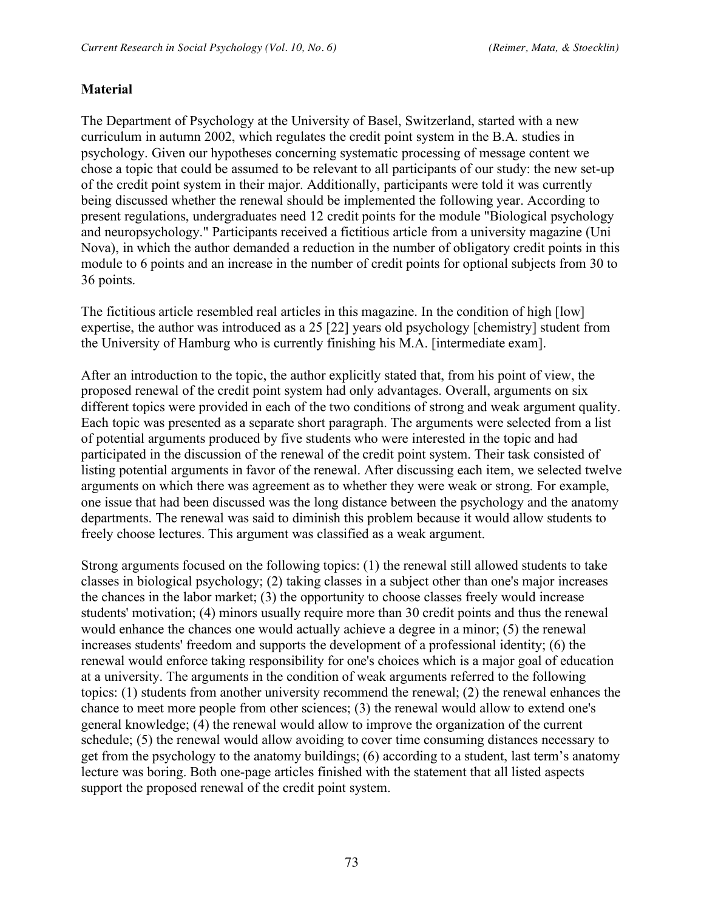## Material

The Department of Psychology at the University of Basel, Switzerland, started with a new curriculum in autumn 2002, which regulates the credit point system in the B.A. studies in psychology. Given our hypotheses concerning systematic processing of message content we chose a topic that could be assumed to be relevant to all participants of our study: the new set-up of the credit point system in their major. Additionally, participants were told it was currently being discussed whether the renewal should be implemented the following year. According to present regulations, undergraduates need 12 credit points for the module "Biological psychology and neuropsychology." Participants received a fictitious article from a university magazine (Uni Nova), in which the author demanded a reduction in the number of obligatory credit points in this module to 6 points and an increase in the number of credit points for optional subjects from 30 to 36 points.

The fictitious article resembled real articles in this magazine. In the condition of high [low] expertise, the author was introduced as a 25 [22] years old psychology [chemistry] student from the University of Hamburg who is currently finishing his M.A. [intermediate exam].

After an introduction to the topic, the author explicitly stated that, from his point of view, the proposed renewal of the credit point system had only advantages. Overall, arguments on six different topics were provided in each of the two conditions of strong and weak argument quality. Each topic was presented as a separate short paragraph. The arguments were selected from a list of potential arguments produced by five students who were interested in the topic and had participated in the discussion of the renewal of the credit point system. Their task consisted of listing potential arguments in favor of the renewal. After discussing each item, we selected twelve arguments on which there was agreement as to whether they were weak or strong. For example, one issue that had been discussed was the long distance between the psychology and the anatomy departments. The renewal was said to diminish this problem because it would allow students to freely choose lectures. This argument was classified as a weak argument.

Strong arguments focused on the following topics: (1) the renewal still allowed students to take classes in biological psychology; (2) taking classes in a subject other than one's major increases the chances in the labor market; (3) the opportunity to choose classes freely would increase students' motivation; (4) minors usually require more than 30 credit points and thus the renewal would enhance the chances one would actually achieve a degree in a minor; (5) the renewal increases students' freedom and supports the development of a professional identity; (6) the renewal would enforce taking responsibility for one's choices which is a major goal of education at a university. The arguments in the condition of weak arguments referred to the following topics: (1) students from another university recommend the renewal; (2) the renewal enhances the chance to meet more people from other sciences; (3) the renewal would allow to extend one's general knowledge; (4) the renewal would allow to improve the organization of the current schedule; (5) the renewal would allow avoiding to cover time consuming distances necessary to get from the psychology to the anatomy buildings; (6) according to a student, last term's anatomy lecture was boring. Both one-page articles finished with the statement that all listed aspects support the proposed renewal of the credit point system.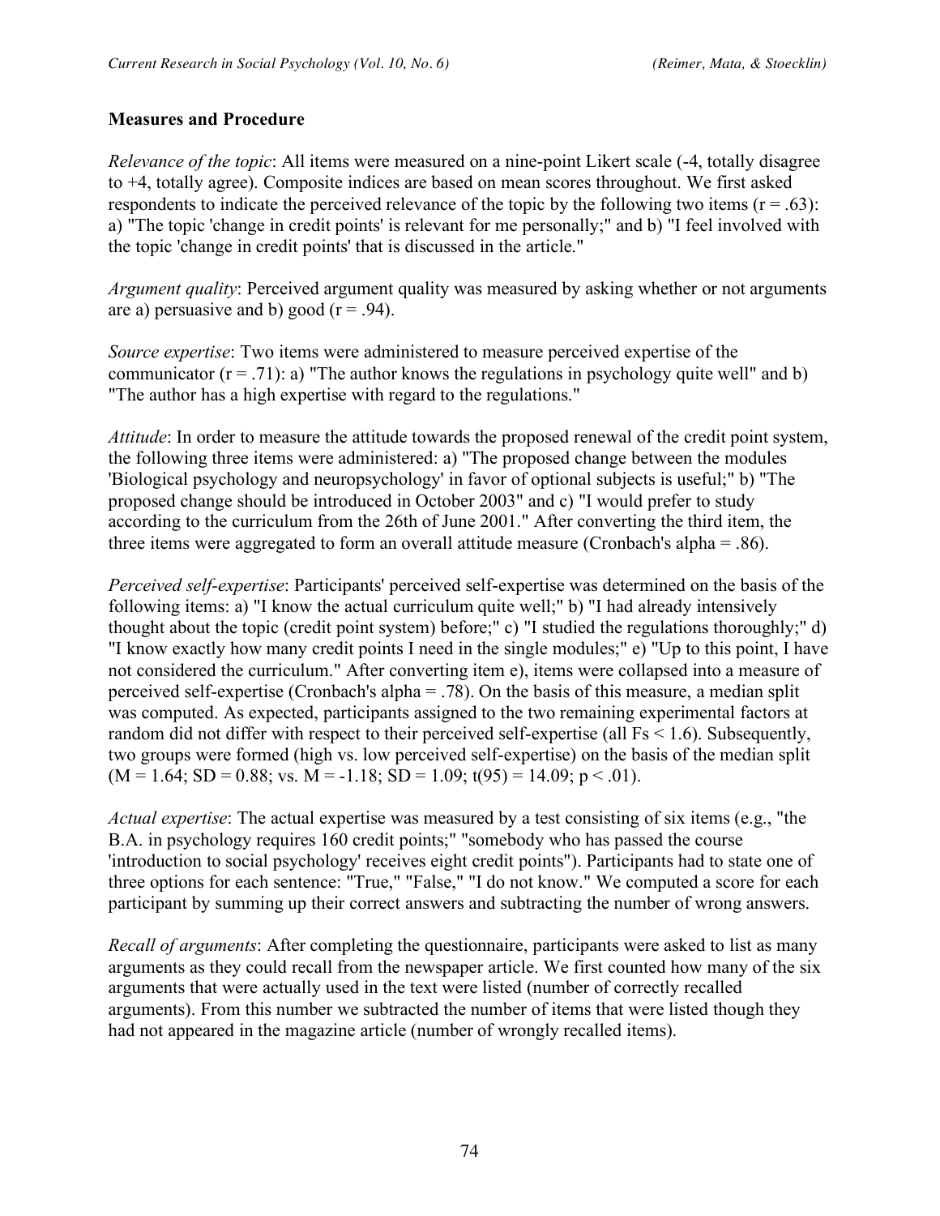**Measures and Procedure**

*Relevance of the topic*: All items were measured on a nine-point Likert scale (-4, totally disagree to +4, totally agree). Composite indices are based on mean scores throughout. We first asked respondents to indicate the perceived relevance of the topic by the following two items ($r = .63$): a) "The topic 'change in credit points' is relevant for me personally;" and b) "I feel involved with the topic 'change in credit points' that is discussed in the article."

*Argument quality*: Perceived argument quality was measured by asking whether or not arguments are a) persuasive and b) good ($r = .94$).

*Source expertise*: Two items were administered to measure perceived expertise of the communicator ($r = .71$): a) "The author knows the regulations in psychology quite well" and b) "The author has a high expertise with regard to the regulations."

*Attitude*: In order to measure the attitude towards the proposed renewal of the credit point system, the following three items were administered: a) "The proposed change between the modules 'Biological psychology and neuropsychology' in favor of optional subjects is useful;" b) "The proposed change should be introduced in October 2003" and c) "I would prefer to study according to the curriculum from the 26th of June 2001." After converting the third item, the three items were aggregated to form an overall attitude measure (Cronbach's alpha = .86).

*Perceived self-expertise*: Participants' perceived self-expertise was determined on the basis of the following items: a) "I know the actual curriculum quite well;" b) "I had already intensively thought about the topic (credit point system) before;" c) "I studied the regulations thoroughly;" d) "I know exactly how many credit points I need in the single modules;" e) "Up to this point, I have not considered the curriculum." After converting item e), items were collapsed into a measure of perceived self-expertise (Cronbach's alpha = .78). On the basis of this measure, a median split was computed. As expected, participants assigned to the two remaining experimental factors at random did not differ with respect to their perceived self-expertise (all $Fs < 1.6$). Subsequently, two groups were formed (high vs. low perceived self-expertise) on the basis of the median split ($M = 1.64$; $SD = 0.88$; vs. $M = -1.18$; $SD = 1.09$; $t(95) = 14.09$; $p < .01$).

*Actual expertise*: The actual expertise was measured by a test consisting of six items (e.g., "the B.A. in psychology requires 160 credit points;" "somebody who has passed the course 'introduction to social psychology' receives eight credit points"). Participants had to state one of three options for each sentence: "True," "False," "I do not know." We computed a score for each participant by summing up their correct answers and subtracting the number of wrong answers.

*Recall of arguments*: After completing the questionnaire, participants were asked to list as many arguments as they could recall from the newspaper article. We first counted how many of the six arguments that were actually used in the text were listed (number of correctly recalled arguments). From this number we subtracted the number of items that were listed though they had not appeared in the magazine article (number of wrongly recalled items).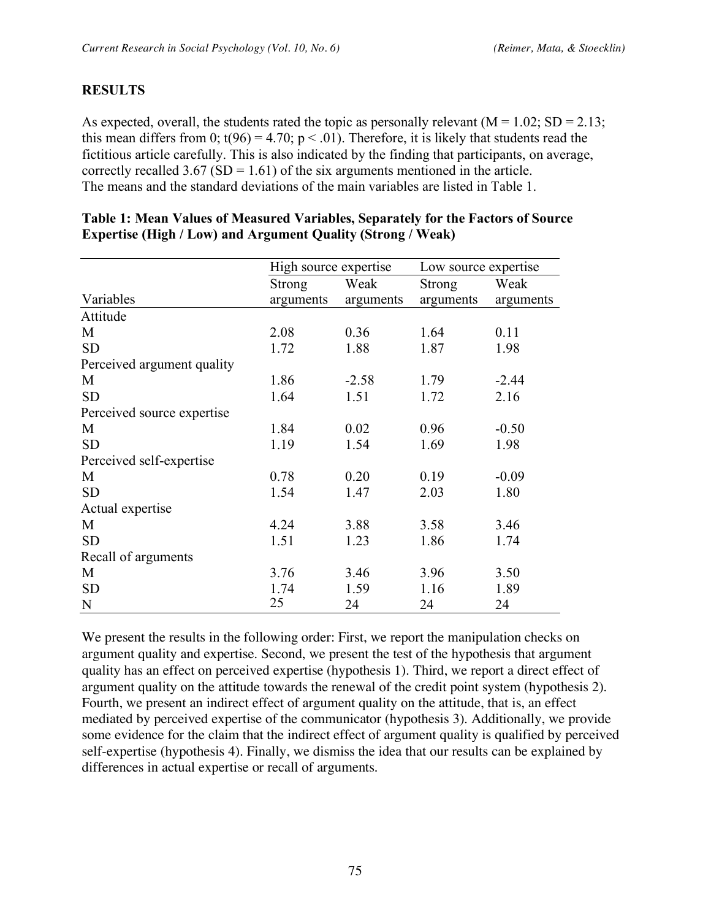## RESULTS

As expected, overall, the students rated the topic as personally relevant ($M = 1.02$; $SD = 2.13$; this mean differs from 0; $t(96) = 4.70$; $p < .01$). Therefore, it is likely that students read the fictitious article carefully. This is also indicated by the finding that participants, on average, correctly recalled 3.67 ($SD = 1.61$) of the six arguments mentioned in the article. The means and the standard deviations of the main variables are listed in Table 1.

**Table 1: Mean Values of Measured Variables, Separately for the Factors of Source Expertise (High / Low) and Argument Quality (Strong / Weak)**

| | High source expertise | | Low source expertise | |
|---|---|---|---|---|
| Variables | Strong arguments | Weak arguments | Strong arguments | Weak arguments |
| Attitude | | | | |
| M | 2.08 | 0.36 | 1.64 | 0.11 |
| SD | 1.72 | 1.88 | 1.87 | 1.98 |
| Perceived argument quality | | | | |
| M | 1.86 | -2.58 | 1.79 | -2.44 |
| SD | 1.64 | 1.51 | 1.72 | 2.16 |
| Perceived source expertise | | | | |
| M | 1.84 | 0.02 | 0.96 | -0.50 |
| SD | 1.19 | 1.54 | 1.69 | 1.98 |
| Perceived self-expertise | | | | |
| M | 0.78 | 0.20 | 0.19 | -0.09 |
| SD | 1.54 | 1.47 | 2.03 | 1.80 |
| Actual expertise | | | | |
| M | 4.24 | 3.88 | 3.58 | 3.46 |
| SD | 1.51 | 1.23 | 1.86 | 1.74 |
| Recall of arguments | | | | |
| M | 3.76 | 3.46 | 3.96 | 3.50 |
| SD | 1.74 | 1.59 | 1.16 | 1.89 |
| N | 25 | 24 | 24 | 24 |

We present the results in the following order: First, we report the manipulation checks on argument quality and expertise. Second, we present the test of the hypothesis that argument quality has an effect on perceived expertise (hypothesis 1). Third, we report a direct effect of argument quality on the attitude towards the renewal of the credit point system (hypothesis 2). Fourth, we present an indirect effect of argument quality on the attitude, that is, an effect mediated by perceived expertise of the communicator (hypothesis 3). Additionally, we provide some evidence for the claim that the indirect effect of argument quality is qualified by perceived self-expertise (hypothesis 4). Finally, we dismiss the idea that our results can be explained by differences in actual expertise or recall of arguments.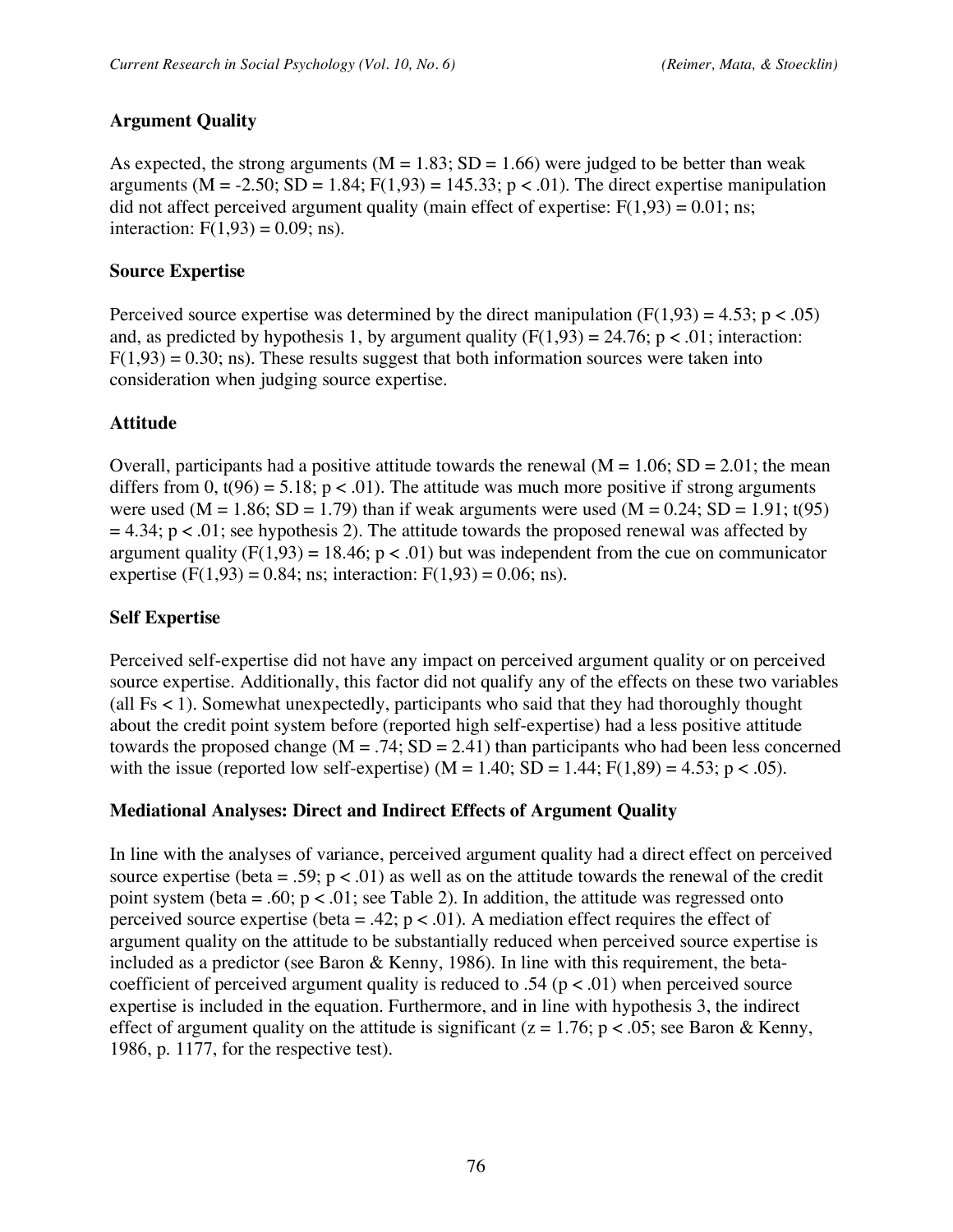### Argument Quality

As expected, the strong arguments ($M = 1.83$; $SD = 1.66$) were judged to be better than weak arguments ($M = -2.50$; $SD = 1.84$; $F(1,93) = 145.33$; $p < .01$). The direct expertise manipulation did not affect perceived argument quality (main effect of expertise: $F(1,93) = 0.01$; ns; interaction: $F(1,93) = 0.09$; ns).

### Source Expertise

Perceived source expertise was determined by the direct manipulation ($F(1,93) = 4.53$; $p < .05$) and, as predicted by hypothesis 1, by argument quality ($F(1,93) = 24.76$; $p < .01$; interaction: $F(1,93) = 0.30$; ns). These results suggest that both information sources were taken into consideration when judging source expertise.

### Attitude

Overall, participants had a positive attitude towards the renewal ($M = 1.06$; $SD = 2.01$; the mean differs from 0, $t(96) = 5.18$; $p < .01$). The attitude was much more positive if strong arguments were used ($M = 1.86$; $SD = 1.79$) than if weak arguments were used ($M = 0.24$; $SD = 1.91$; $t(95) = 4.34$; $p < .01$; see hypothesis 2). The attitude towards the proposed renewal was affected by argument quality ($F(1,93) = 18.46$; $p < .01$) but was independent from the cue on communicator expertise ($F(1,93) = 0.84$; ns; interaction: $F(1,93) = 0.06$; ns).

### Self Expertise

Perceived self-expertise did not have any impact on perceived argument quality or on perceived source expertise. Additionally, this factor did not qualify any of the effects on these two variables (all $Fs < 1$). Somewhat unexpectedly, participants who said that they had thoroughly thought about the credit point system before (reported high self-expertise) had a less positive attitude towards the proposed change ($M = .74$; $SD = 2.41$) than participants who had been less concerned with the issue (reported low self-expertise) ($M = 1.40$; $SD = 1.44$; $F(1,89) = 4.53$; $p < .05$).

### Mediational Analyses: Direct and Indirect Effects of Argument Quality

In line with the analyses of variance, perceived argument quality had a direct effect on perceived source expertise (beta = .59; $p < .01$) as well as on the attitude towards the renewal of the credit point system (beta = .60; $p < .01$; see Table 2). In addition, the attitude was regressed onto perceived source expertise (beta = .42; $p < .01$). A mediation effect requires the effect of argument quality on the attitude to be substantially reduced when perceived source expertise is included as a predictor (see Baron & Kenny, 1986). In line with this requirement, the beta-coefficient of perceived argument quality is reduced to .54 ($p < .01$) when perceived source expertise is included in the equation. Furthermore, and in line with hypothesis 3, the indirect effect of argument quality on the attitude is significant ($z = 1.76$; $p < .05$; see Baron & Kenny, 1986, p. 1177, for the respective test).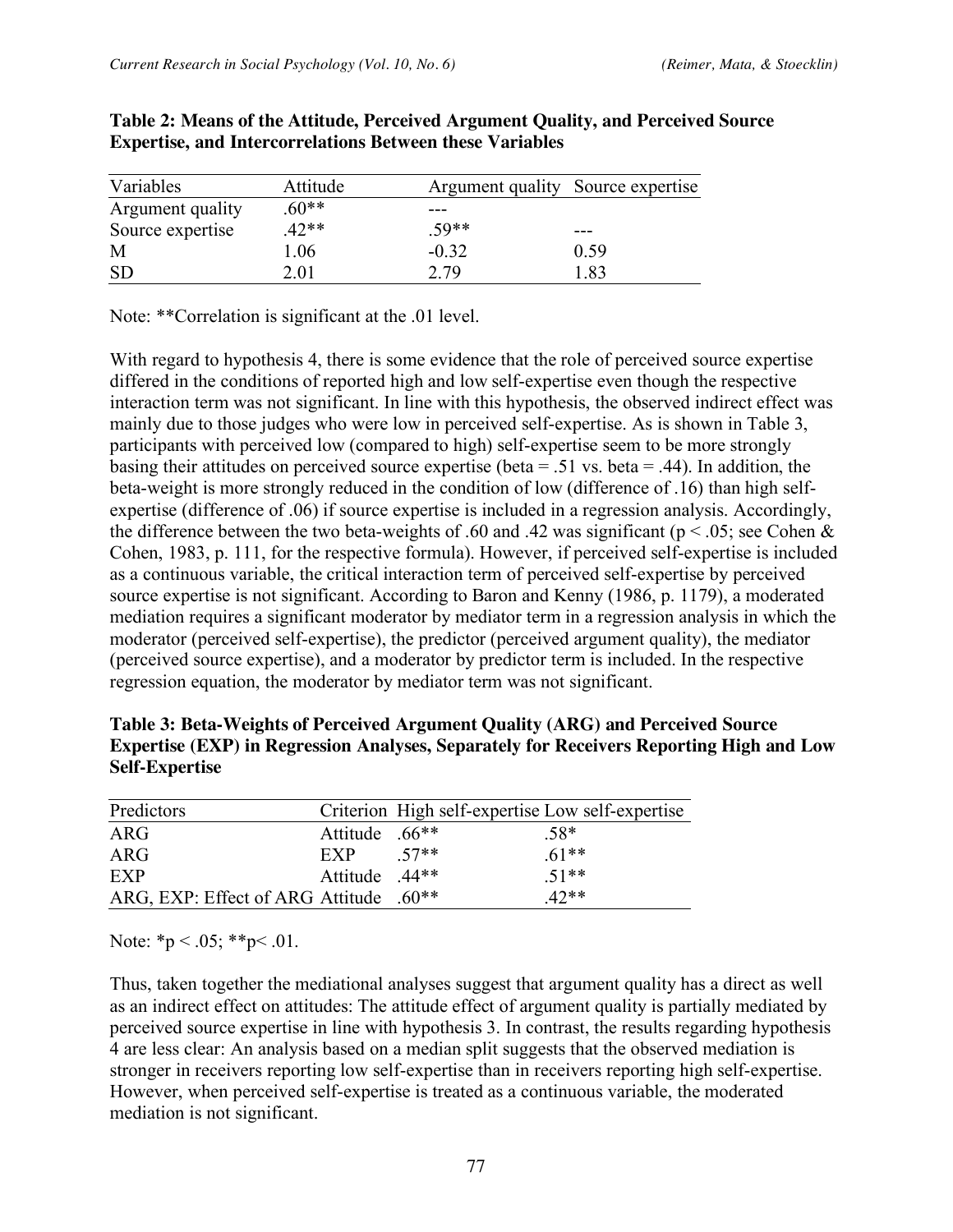**Table 2: Means of the Attitude, Perceived Argument Quality, and Perceived Source Expertise, and Intercorrelations Between these Variables**

| Variables | Attitude | Argument quality | Source expertise |
|---|---|---|---|
| Argument quality | .60** | --- | |
| Source expertise | .42** | .59** | --- |
| M | 1.06 | -0.32 | 0.59 |
| SD | 2.01 | 2.79 | 1.83 |

Note: **Correlation is significant at the .01 level.

With regard to hypothesis 4, there is some evidence that the role of perceived source expertise differed in the conditions of reported high and low self-expertise even though the respective interaction term was not significant. In line with this hypothesis, the observed indirect effect was mainly due to those judges who were low in perceived self-expertise. As is shown in Table 3, participants with perceived low (compared to high) self-expertise seem to be more strongly basing their attitudes on perceived source expertise (beta = .51 vs. beta = .44). In addition, the beta-weight is more strongly reduced in the condition of low (difference of .16) than high self-expertise (difference of .06) if source expertise is included in a regression analysis. Accordingly, the difference between the two beta-weights of .60 and .42 was significant ($p < .05$; see Cohen & Cohen, 1983, p. 111, for the respective formula). However, if perceived self-expertise is included as a continuous variable, the critical interaction term of perceived self-expertise by perceived source expertise is not significant. According to Baron and Kenny (1986, p. 1179), a moderated mediation requires a significant moderator by mediator term in a regression analysis in which the moderator (perceived self-expertise), the predictor (perceived argument quality), the mediator (perceived source expertise), and a moderator by predictor term is included. In the respective regression equation, the moderator by mediator term was not significant.

**Table 3: Beta-Weights of Perceived Argument Quality (ARG) and Perceived Source Expertise (EXP) in Regression Analyses, Separately for Receivers Reporting High and Low Self-Expertise**

| Predictors | Criterion | High self-expertise | Low self-expertise |
|---|---|---|---|
| ARG | Attitude | .66** | .58* |
| ARG | EXP | .57** | .61** |
| EXP | Attitude | .44** | .51** |
| ARG, EXP: Effect of ARG | Attitude | .60** | .42** |

Note: *$p < .05$; **$p < .01$.

Thus, taken together the mediational analyses suggest that argument quality has a direct as well as an indirect effect on attitudes: The attitude effect of argument quality is partially mediated by perceived source expertise in line with hypothesis 3. In contrast, the results regarding hypothesis 4 are less clear: An analysis based on a median split suggests that the observed mediation is stronger in receivers reporting low self-expertise than in receivers reporting high self-expertise. However, when perceived self-expertise is treated as a continuous variable, the moderated mediation is not significant.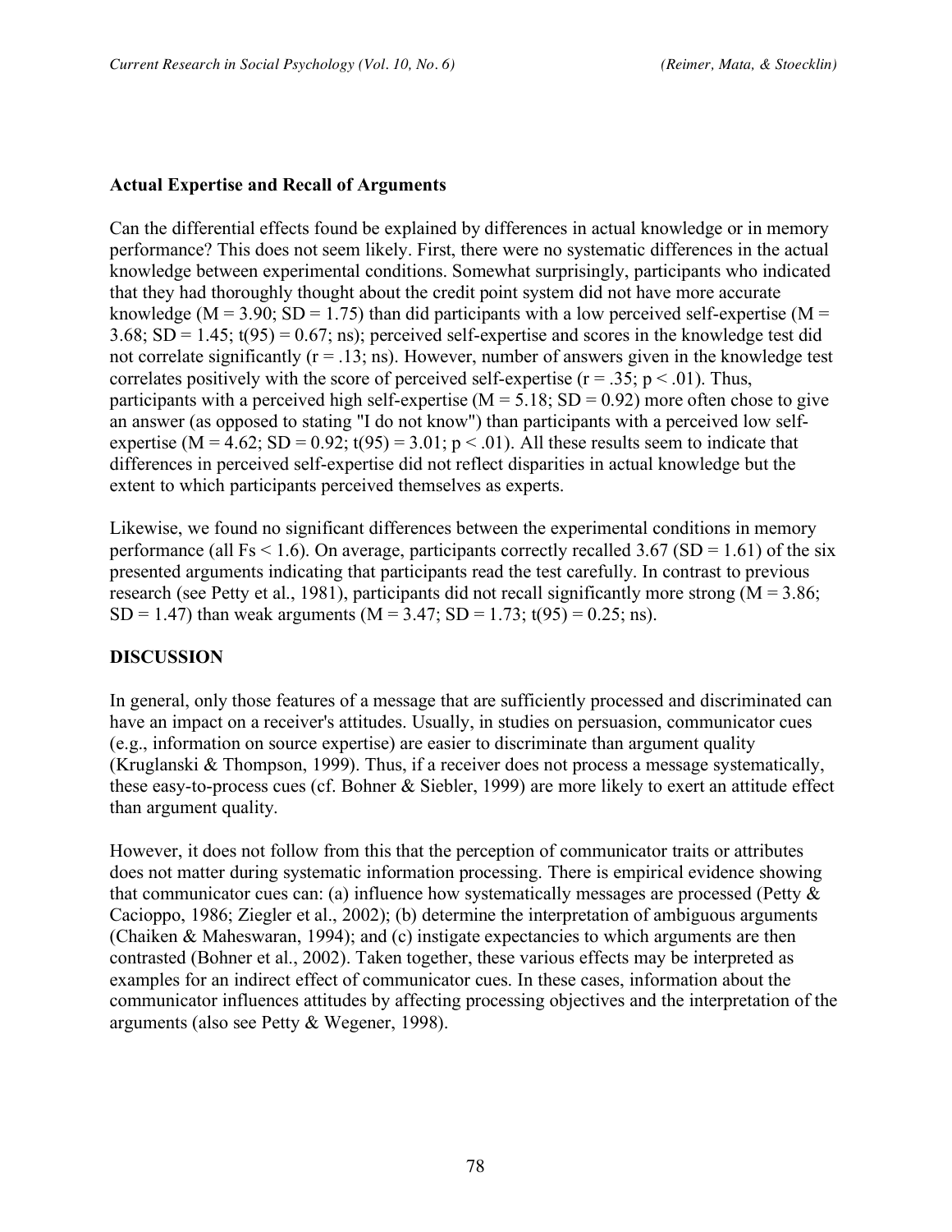### Actual Expertise and Recall of Arguments

Can the differential effects found be explained by differences in actual knowledge or in memory performance? This does not seem likely. First, there were no systematic differences in the actual knowledge between experimental conditions. Somewhat surprisingly, participants who indicated that they had thoroughly thought about the credit point system did not have more accurate knowledge ($M = 3.90$; $SD = 1.75$) than did participants with a low perceived self-expertise ($M = 3.68$; $SD = 1.45$; $t(95) = 0.67$; ns); perceived self-expertise and scores in the knowledge test did not correlate significantly ($r = .13$; ns). However, number of answers given in the knowledge test correlates positively with the score of perceived self-expertise ($r = .35$; $p < .01$). Thus, participants with a perceived high self-expertise ($M = 5.18$; $SD = 0.92$) more often chose to give an answer (as opposed to stating "I do not know") than participants with a perceived low self-expertise ($M = 4.62$; $SD = 0.92$; $t(95) = 3.01$; $p < .01$). All these results seem to indicate that differences in perceived self-expertise did not reflect disparities in actual knowledge but the extent to which participants perceived themselves as experts.

Likewise, we found no significant differences between the experimental conditions in memory performance (all $Fs < 1.6$). On average, participants correctly recalled 3.67 ($SD = 1.61$) of the six presented arguments indicating that participants read the test carefully. In contrast to previous research (see Petty et al., 1981), participants did not recall significantly more strong ($M = 3.86$; $SD = 1.47$) than weak arguments ($M = 3.47$; $SD = 1.73$; $t(95) = 0.25$; ns).

## DISCUSSION

In general, only those features of a message that are sufficiently processed and discriminated can have an impact on a receiver's attitudes. Usually, in studies on persuasion, communicator cues (e.g., information on source expertise) are easier to discriminate than argument quality (Kruglanski & Thompson, 1999). Thus, if a receiver does not process a message systematically, these easy-to-process cues (cf. Bohner & Siebler, 1999) are more likely to exert an attitude effect than argument quality.

However, it does not follow from this that the perception of communicator traits or attributes does not matter during systematic information processing. There is empirical evidence showing that communicator cues can: (a) influence how systematically messages are processed (Petty & Cacioppo, 1986; Ziegler et al., 2002); (b) determine the interpretation of ambiguous arguments (Chaiken & Maheswaran, 1994); and (c) instigate expectancies to which arguments are then contrasted (Bohner et al., 2002). Taken together, these various effects may be interpreted as examples for an indirect effect of communicator cues. In these cases, information about the communicator influences attitudes by affecting processing objectives and the interpretation of the arguments (also see Petty & Wegener, 1998).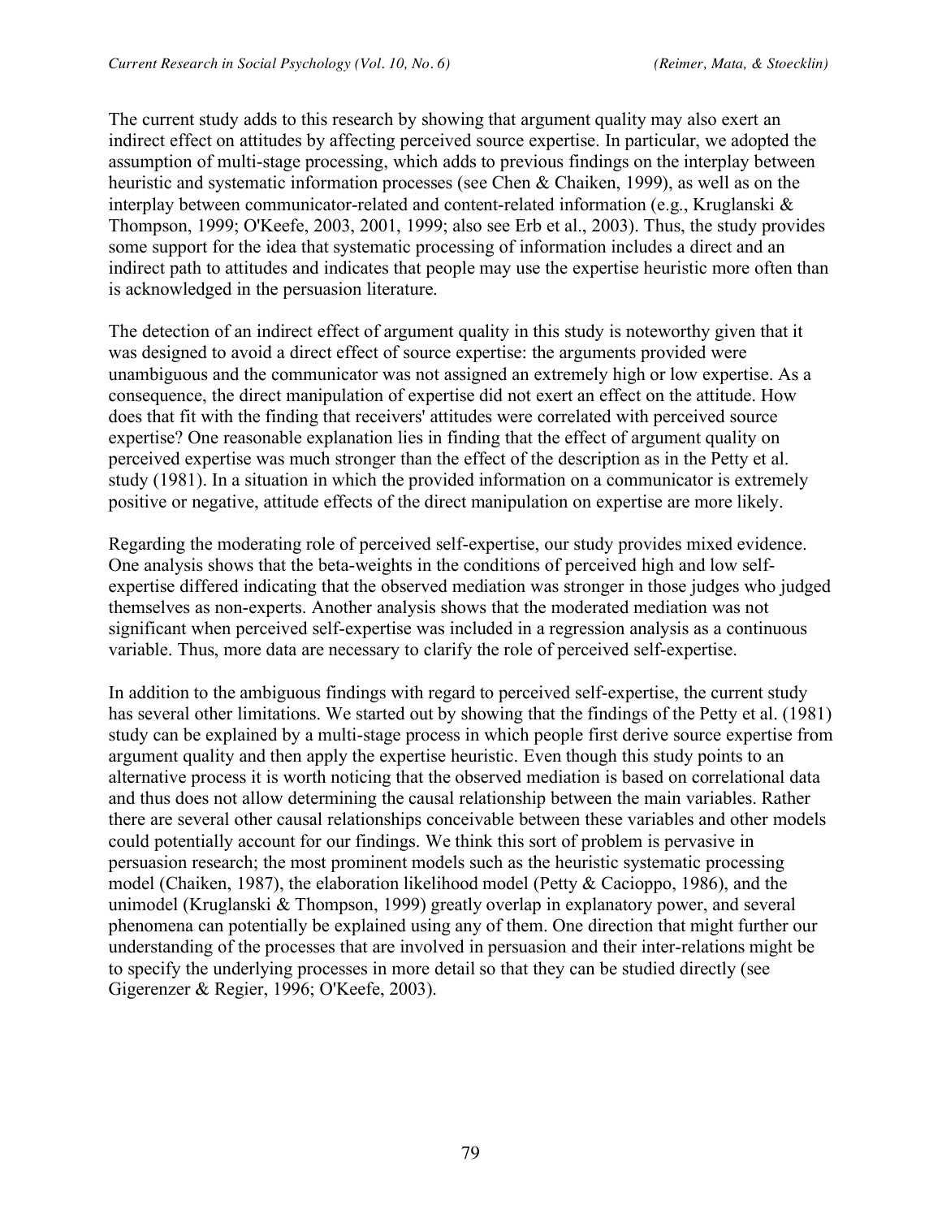The current study adds to this research by showing that argument quality may also exert an indirect effect on attitudes by affecting perceived source expertise. In particular, we adopted the assumption of multi-stage processing, which adds to previous findings on the interplay between heuristic and systematic information processes (see Chen & Chaiken, 1999), as well as on the interplay between communicator-related and content-related information (e.g., Kruglanski & Thompson, 1999; O'Keefe, 2003, 2001, 1999; also see Erb et al., 2003). Thus, the study provides some support for the idea that systematic processing of information includes a direct and an indirect path to attitudes and indicates that people may use the expertise heuristic more often than is acknowledged in the persuasion literature.

The detection of an indirect effect of argument quality in this study is noteworthy given that it was designed to avoid a direct effect of source expertise: the arguments provided were unambiguous and the communicator was not assigned an extremely high or low expertise. As a consequence, the direct manipulation of expertise did not exert an effect on the attitude. How does that fit with the finding that receivers' attitudes were correlated with perceived source expertise? One reasonable explanation lies in finding that the effect of argument quality on perceived expertise was much stronger than the effect of the description as in the Petty et al. study (1981). In a situation in which the provided information on a communicator is extremely positive or negative, attitude effects of the direct manipulation on expertise are more likely.

Regarding the moderating role of perceived self-expertise, our study provides mixed evidence. One analysis shows that the beta-weights in the conditions of perceived high and low self-expertise differed indicating that the observed mediation was stronger in those judges who judged themselves as non-experts. Another analysis shows that the moderated mediation was not significant when perceived self-expertise was included in a regression analysis as a continuous variable. Thus, more data are necessary to clarify the role of perceived self-expertise.

In addition to the ambiguous findings with regard to perceived self-expertise, the current study has several other limitations. We started out by showing that the findings of the Petty et al. (1981) study can be explained by a multi-stage process in which people first derive source expertise from argument quality and then apply the expertise heuristic. Even though this study points to an alternative process it is worth noticing that the observed mediation is based on correlational data and thus does not allow determining the causal relationship between the main variables. Rather there are several other causal relationships conceivable between these variables and other models could potentially account for our findings. We think this sort of problem is pervasive in persuasion research; the most prominent models such as the heuristic systematic processing model (Chaiken, 1987), the elaboration likelihood model (Petty & Cacioppo, 1986), and the unimodel (Kruglanski & Thompson, 1999) greatly overlap in explanatory power, and several phenomena can potentially be explained using any of them. One direction that might further our understanding of the processes that are involved in persuasion and their inter-relations might be to specify the underlying processes in more detail so that they can be studied directly (see Gigerenzer & Regier, 1996; O'Keefe, 2003).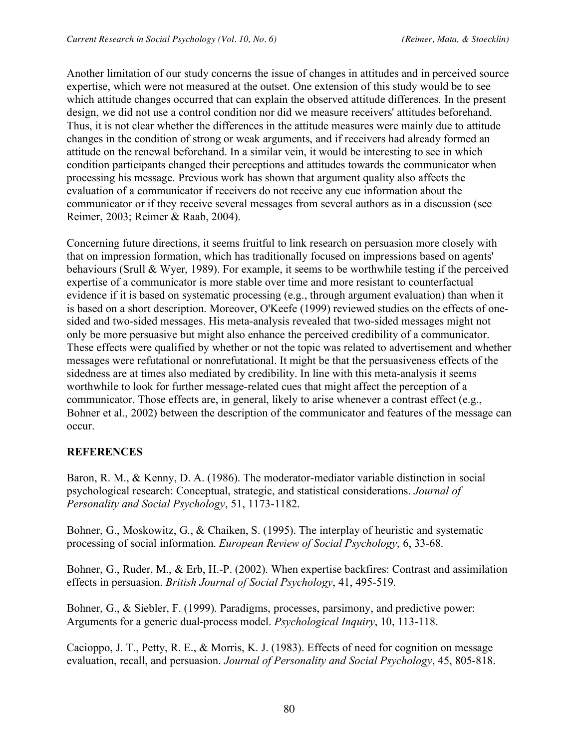Another limitation of our study concerns the issue of changes in attitudes and in perceived source expertise, which were not measured at the outset. One extension of this study would be to see which attitude changes occurred that can explain the observed attitude differences. In the present design, we did not use a control condition nor did we measure receivers' attitudes beforehand. Thus, it is not clear whether the differences in the attitude measures were mainly due to attitude changes in the condition of strong or weak arguments, and if receivers had already formed an attitude on the renewal beforehand. In a similar vein, it would be interesting to see in which condition participants changed their perceptions and attitudes towards the communicator when processing his message. Previous work has shown that argument quality also affects the evaluation of a communicator if receivers do not receive any cue information about the communicator or if they receive several messages from several authors as in a discussion (see Reimer, 2003; Reimer & Raab, 2004).

Concerning future directions, it seems fruitful to link research on persuasion more closely with that on impression formation, which has traditionally focused on impressions based on agents' behaviours (Srull & Wyer, 1989). For example, it seems to be worthwhile testing if the perceived expertise of a communicator is more stable over time and more resistant to counterfactual evidence if it is based on systematic processing (e.g., through argument evaluation) than when it is based on a short description. Moreover, O'Keefe (1999) reviewed studies on the effects of one-sided and two-sided messages. His meta-analysis revealed that two-sided messages might not only be more persuasive but might also enhance the perceived credibility of a communicator. These effects were qualified by whether or not the topic was related to advertisement and whether messages were refutational or nonrefutational. It might be that the persuasiveness effects of the sidedness are at times also mediated by credibility. In line with this meta-analysis it seems worthwhile to look for further message-related cues that might affect the perception of a communicator. Those effects are, in general, likely to arise whenever a contrast effect (e.g., Bohner et al., 2002) between the description of the communicator and features of the message can occur.

## REFERENCES

Baron, R. M., & Kenny, D. A. (1986). The moderator-mediator variable distinction in social psychological research: Conceptual, strategic, and statistical considerations. *Journal of Personality and Social Psychology*, 51, 1173-1182.

Bohner, G., Moskowitz, G., & Chaiken, S. (1995). The interplay of heuristic and systematic processing of social information. *European Review of Social Psychology*, 6, 33-68.

Bohner, G., Ruder, M., & Erb, H.-P. (2002). When expertise backfires: Contrast and assimilation effects in persuasion. *British Journal of Social Psychology*, 41, 495-519.

Bohner, G., & Siebler, F. (1999). Paradigms, processes, parsimony, and predictive power: Arguments for a generic dual-process model. *Psychological Inquiry*, 10, 113-118.

Cacioppo, J. T., Petty, R. E., & Morris, K. J. (1983). Effects of need for cognition on message evaluation, recall, and persuasion. *Journal of Personality and Social Psychology*, 45, 805-818.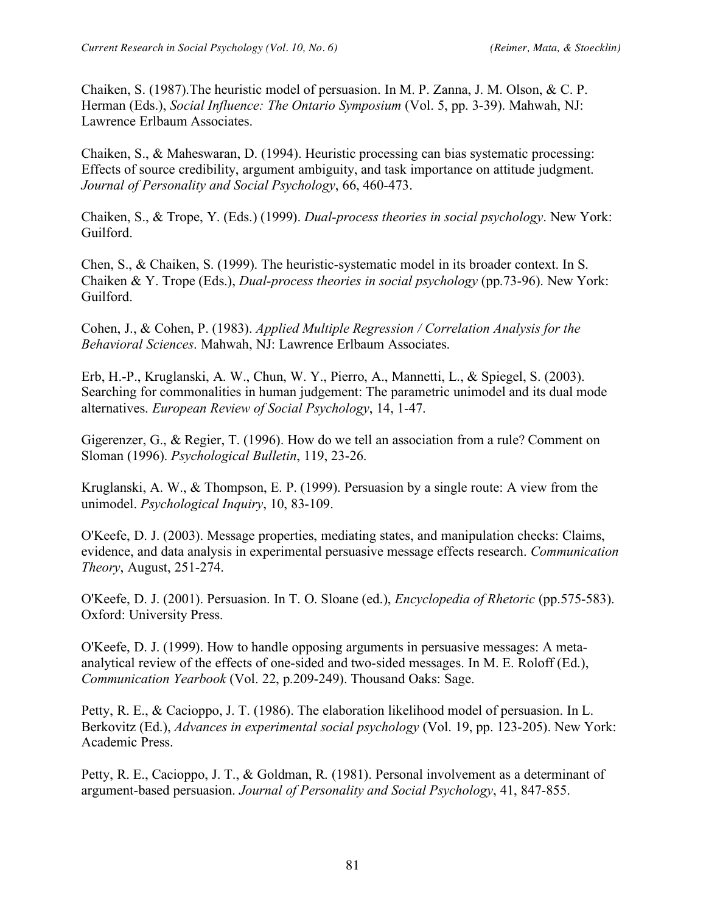Chaiken, S. (1987).The heuristic model of persuasion. In M. P. Zanna, J. M. Olson, & C. P. Herman (Eds.), *Social Influence: The Ontario Symposium* (Vol. 5, pp. 3-39). Mahwah, NJ: Lawrence Erlbaum Associates.

Chaiken, S., & Maheswaran, D. (1994). Heuristic processing can bias systematic processing: Effects of source credibility, argument ambiguity, and task importance on attitude judgment. *Journal of Personality and Social Psychology*, 66, 460-473.

Chaiken, S., & Trope, Y. (Eds.) (1999). *Dual-process theories in social psychology*. New York: Guilford.

Chen, S., & Chaiken, S. (1999). The heuristic-systematic model in its broader context. In S. Chaiken & Y. Trope (Eds.), *Dual-process theories in social psychology* (pp.73-96). New York: Guilford.

Cohen, J., & Cohen, P. (1983). *Applied Multiple Regression / Correlation Analysis for the Behavioral Sciences*. Mahwah, NJ: Lawrence Erlbaum Associates.

Erb, H.-P., Kruglanski, A. W., Chun, W. Y., Pierro, A., Mannetti, L., & Spiegel, S. (2003). Searching for commonalities in human judgement: The parametric unimodel and its dual mode alternatives. *European Review of Social Psychology*, 14, 1-47.

Gigerenzer, G., & Regier, T. (1996). How do we tell an association from a rule? Comment on Sloman (1996). *Psychological Bulletin*, 119, 23-26.

Kruglanski, A. W., & Thompson, E. P. (1999). Persuasion by a single route: A view from the unimodel. *Psychological Inquiry*, 10, 83-109.

O'Keefe, D. J. (2003). Message properties, mediating states, and manipulation checks: Claims, evidence, and data analysis in experimental persuasive message effects research. *Communication Theory*, August, 251-274.

O'Keefe, D. J. (2001). Persuasion. In T. O. Sloane (ed.), *Encyclopedia of Rhetoric* (pp.575-583). Oxford: University Press.

O'Keefe, D. J. (1999). How to handle opposing arguments in persuasive messages: A meta-analytical review of the effects of one-sided and two-sided messages. In M. E. Roloff (Ed.), *Communication Yearbook* (Vol. 22, p.209-249). Thousand Oaks: Sage.

Petty, R. E., & Cacioppo, J. T. (1986). The elaboration likelihood model of persuasion. In L. Berkovitz (Ed.), *Advances in experimental social psychology* (Vol. 19, pp. 123-205). New York: Academic Press.

Petty, R. E., Cacioppo, J. T., & Goldman, R. (1981). Personal involvement as a determinant of argument-based persuasion. *Journal of Personality and Social Psychology*, 41, 847-855.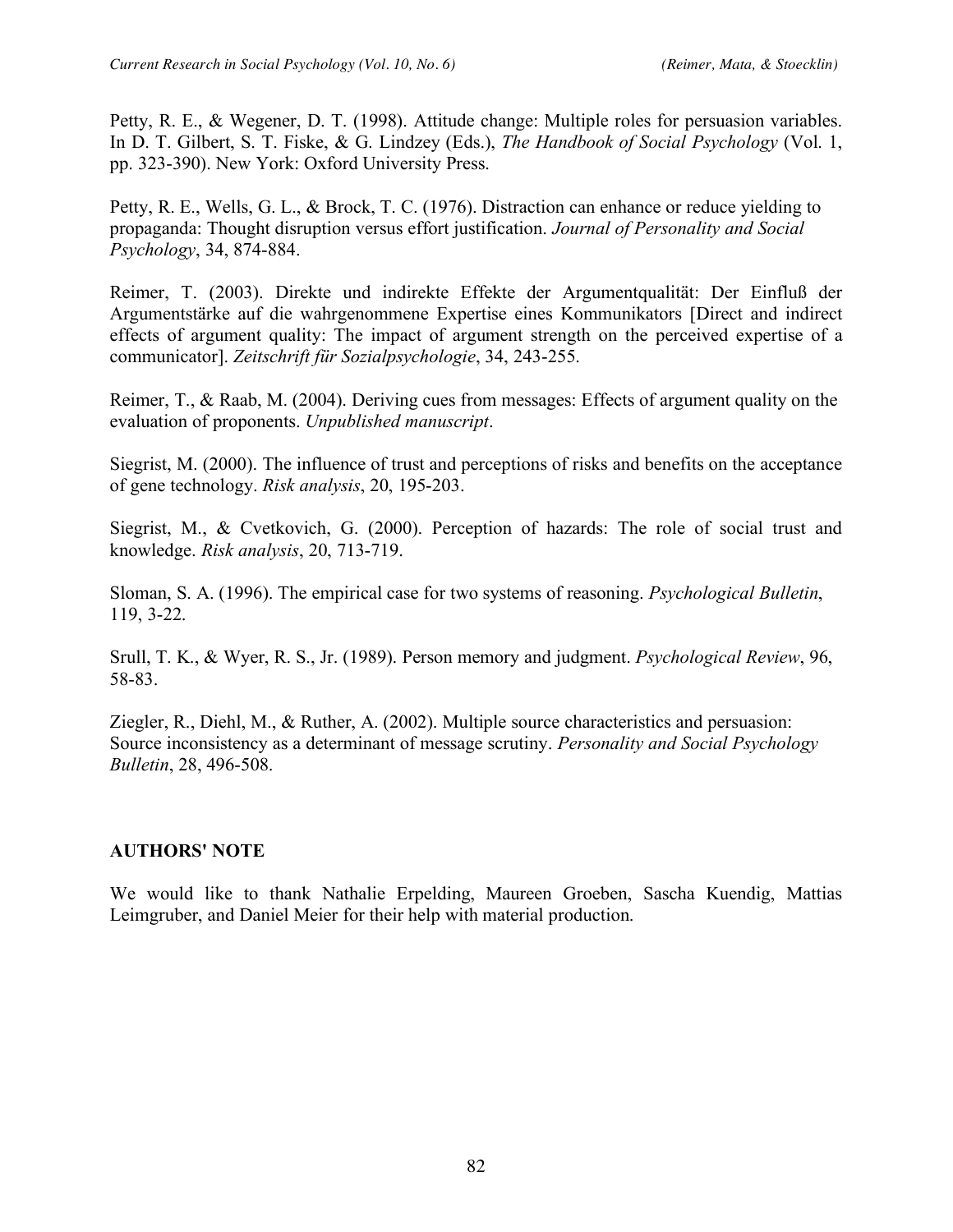Petty, R. E., & Wegener, D. T. (1998). Attitude change: Multiple roles for persuasion variables. In D. T. Gilbert, S. T. Fiske, & G. Lindzey (Eds.), *The Handbook of Social Psychology* (Vol. 1, pp. 323-390). New York: Oxford University Press.

Petty, R. E., Wells, G. L., & Brock, T. C. (1976). Distraction can enhance or reduce yielding to propaganda: Thought disruption versus effort justification. *Journal of Personality and Social Psychology*, 34, 874-884.

Reimer, T. (2003). Direkte und indirekte Effekte der Argumentqualität: Der Einfluß der Argumentstärke auf die wahrgenommene Expertise eines Kommunikators [Direct and indirect effects of argument quality: The impact of argument strength on the perceived expertise of a communicator]. *Zeitschrift für Sozialpsychologie*, 34, 243-255.

Reimer, T., & Raab, M. (2004). Deriving cues from messages: Effects of argument quality on the evaluation of proponents. *Unpublished manuscript*.

Siegrist, M. (2000). The influence of trust and perceptions of risks and benefits on the acceptance of gene technology. *Risk analysis*, 20, 195-203.

Siegrist, M., & Cvetkovich, G. (2000). Perception of hazards: The role of social trust and knowledge. *Risk analysis*, 20, 713-719.

Sloman, S. A. (1996). The empirical case for two systems of reasoning. *Psychological Bulletin*, 119, 3-22.

Srull, T. K., & Wyer, R. S., Jr. (1989). Person memory and judgment. *Psychological Review*, 96, 58-83.

Ziegler, R., Diehl, M., & Ruther, A. (2002). Multiple source characteristics and persuasion: Source inconsistency as a determinant of message scrutiny. *Personality and Social Psychology Bulletin*, 28, 496-508.

## AUTHORS' NOTE

We would like to thank Nathalie Erpelding, Maureen Groeben, Sascha Kuendig, Mattias Leimgruber, and Daniel Meier for their help with material production.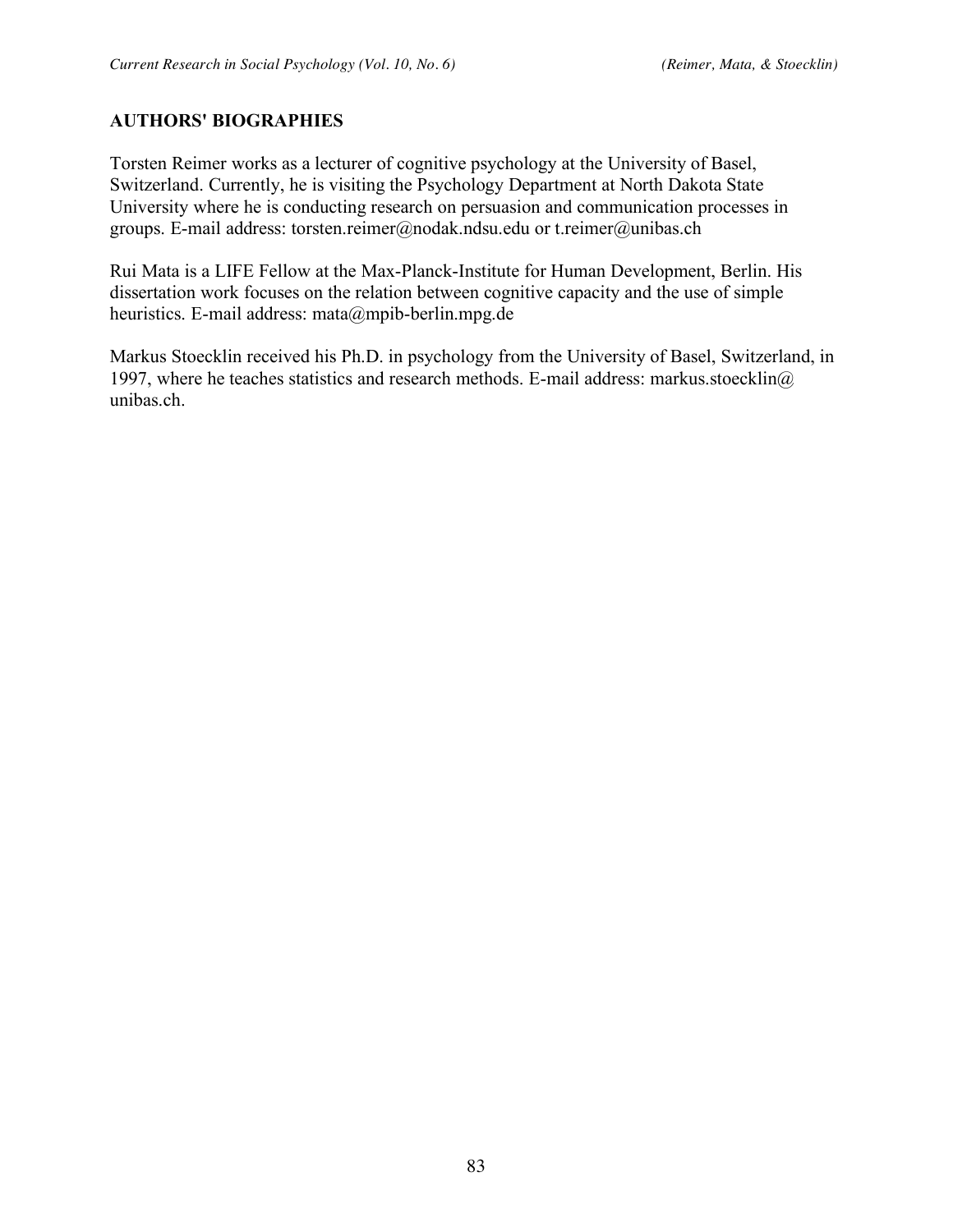## AUTHORS' BIOGRAPHIES

Torsten Reimer works as a lecturer of cognitive psychology at the University of Basel, Switzerland. Currently, he is visiting the Psychology Department at North Dakota State University where he is conducting research on persuasion and communication processes in groups. E-mail address: torsten.reimer@nodak.ndsu.edu or t.reimer@unibas.ch

Rui Mata is a LIFE Fellow at the Max-Planck-Institute for Human Development, Berlin. His dissertation work focuses on the relation between cognitive capacity and the use of simple heuristics. E-mail address: mata@mpib-berlin.mpg.de

Markus Stoecklin received his Ph.D. in psychology from the University of Basel, Switzerland, in 1997, where he teaches statistics and research methods. E-mail address: markus.stoecklin@unibas.ch.